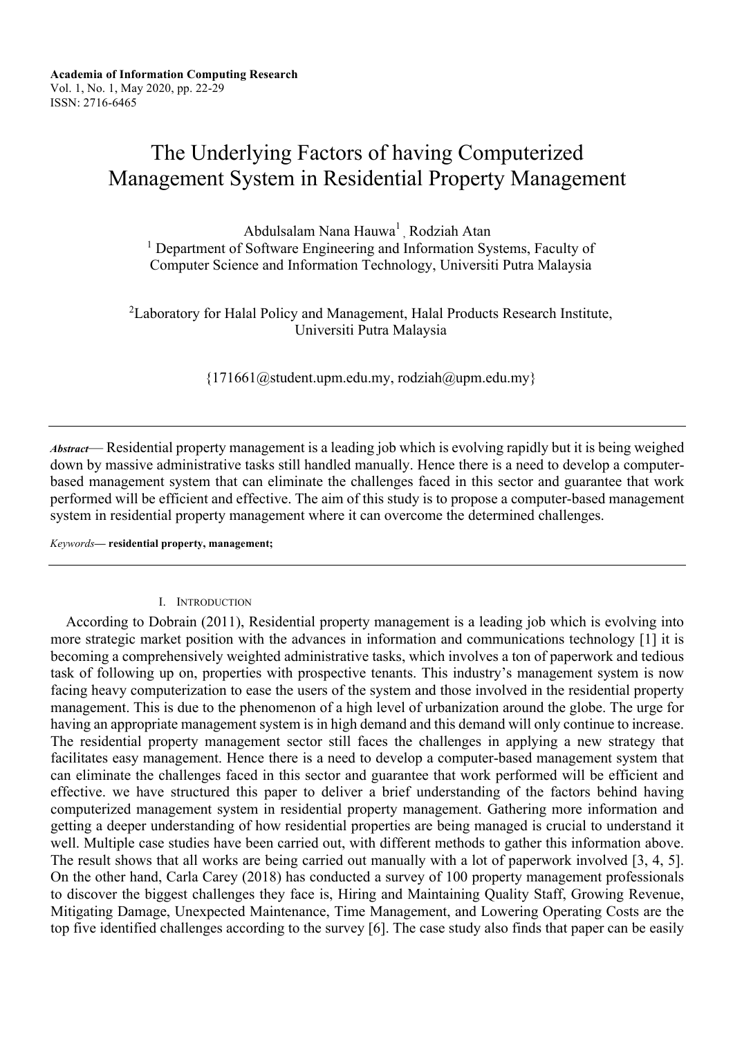# The Underlying Factors of having Computerized Management System in Residential Property Management

Abdulsalam Nana Hauwa[1] , Rodziah Atan

[1] Department of Software Engineering and Information Systems, Faculty of Computer Science and Information Technology, Universiti Putra Malaysia

[2]Laboratory for Halal Policy and Management, Halal Products Research Institute, Universiti Putra Malaysia

{171661@student.upm.edu.my, rodziah@upm.edu.my}

---

***Abstract*****—** Residential property management is a leading job which is evolving rapidly but it is being weighed down by massive administrative tasks still handled manually. Hence there is a need to develop a computer-based management system that can eliminate the challenges faced in this sector and guarantee that work performed will be efficient and effective. The aim of this study is to propose a computer-based management system in residential property management where it can overcome the determined challenges.

*Keywords***— residential property, management;**

---

## I. Introduction

According to Dobrain (2011), Residential property management is a leading job which is evolving into more strategic market position with the advances in information and communications technology [1] it is becoming a comprehensively weighted administrative tasks, which involves a ton of paperwork and tedious task of following up on, properties with prospective tenants. This industry's management system is now facing heavy computerization to ease the users of the system and those involved in the residential property management. This is due to the phenomenon of a high level of urbanization around the globe. The urge for having an appropriate management system is in high demand and this demand will only continue to increase. The residential property management sector still faces the challenges in applying a new strategy that facilitates easy management. Hence there is a need to develop a computer-based management system that can eliminate the challenges faced in this sector and guarantee that work performed will be efficient and effective. we have structured this paper to deliver a brief understanding of the factors behind having computerized management system in residential property management. Gathering more information and getting a deeper understanding of how residential properties are being managed is crucial to understand it well. Multiple case studies have been carried out, with different methods to gather this information above. The result shows that all works are being carried out manually with a lot of paperwork involved [3, 4, 5]. On the other hand, Carla Carey (2018) has conducted a survey of 100 property management professionals to discover the biggest challenges they face is, Hiring and Maintaining Quality Staff, Growing Revenue, Mitigating Damage, Unexpected Maintenance, Time Management, and Lowering Operating Costs are the top five identified challenges according to the survey [6]. The case study also finds that paper can be easily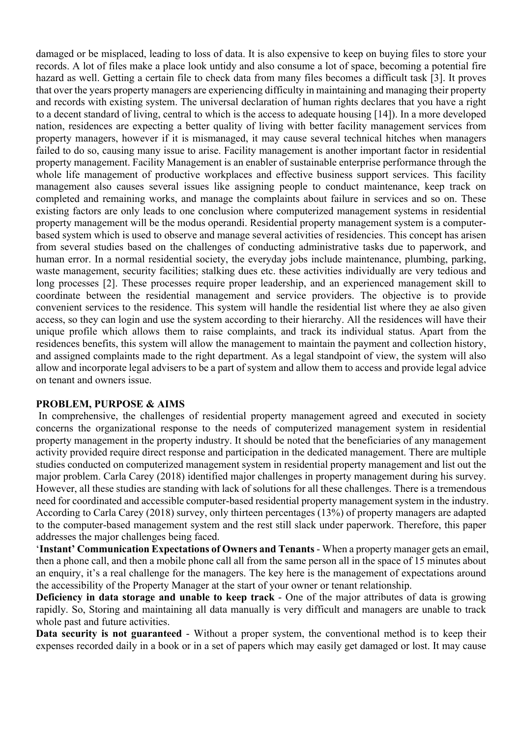damaged or be misplaced, leading to loss of data. It is also expensive to keep on buying files to store your records. A lot of files make a place look untidy and also consume a lot of space, becoming a potential fire hazard as well. Getting a certain file to check data from many files becomes a difficult task [3]. It proves that over the years property managers are experiencing difficulty in maintaining and managing their property and records with existing system. The universal declaration of human rights declares that you have a right to a decent standard of living, central to which is the access to adequate housing [14]). In a more developed nation, residences are expecting a better quality of living with better facility management services from property managers, however if it is mismanaged, it may cause several technical hitches when managers failed to do so, causing many issue to arise. Facility management is another important factor in residential property management. Facility Management is an enabler of sustainable enterprise performance through the whole life management of productive workplaces and effective business support services. This facility management also causes several issues like assigning people to conduct maintenance, keep track on completed and remaining works, and manage the complaints about failure in services and so on. These existing factors are only leads to one conclusion where computerized management systems in residential property management will be the modus operandi. Residential property management system is a computer-based system which is used to observe and manage several activities of residencies. This concept has arisen from several studies based on the challenges of conducting administrative tasks due to paperwork, and human error. In a normal residential society, the everyday jobs include maintenance, plumbing, parking, waste management, security facilities; stalking dues etc. these activities individually are very tedious and long processes [2]. These processes require proper leadership, and an experienced management skill to coordinate between the residential management and service providers. The objective is to provide convenient services to the residence. This system will handle the residential list where they ae also given access, so they can login and use the system according to their hierarchy. All the residences will have their unique profile which allows them to raise complaints, and track its individual status. Apart from the residences benefits, this system will allow the management to maintain the payment and collection history, and assigned complaints made to the right department. As a legal standpoint of view, the system will also allow and incorporate legal advisers to be a part of system and allow them to access and provide legal advice on tenant and owners issue.

## PROBLEM, PURPOSE & AIMS

In comprehensive, the challenges of residential property management agreed and executed in society concerns the organizational response to the needs of computerized management system in residential property management in the property industry. It should be noted that the beneficiaries of any management activity provided require direct response and participation in the dedicated management. There are multiple studies conducted on computerized management system in residential property management and list out the major problem. Carla Carey (2018) identified major challenges in property management during his survey. However, all these studies are standing with lack of solutions for all these challenges. There is a tremendous need for coordinated and accessible computer-based residential property management system in the industry. According to Carla Carey (2018) survey, only thirteen percentages (13%) of property managers are adapted to the computer-based management system and the rest still slack under paperwork. Therefore, this paper addresses the major challenges being faced.

**'Instant' Communication Expectations of Owners and Tenants** - When a property manager gets an email, then a phone call, and then a mobile phone call all from the same person all in the space of 15 minutes about an enquiry, it's a real challenge for the managers. The key here is the management of expectations around the accessibility of the Property Manager at the start of your owner or tenant relationship.

**Deficiency in data storage and unable to keep track** - One of the major attributes of data is growing rapidly. So, Storing and maintaining all data manually is very difficult and managers are unable to track whole past and future activities.

**Data security is not guaranteed** - Without a proper system, the conventional method is to keep their expenses recorded daily in a book or in a set of papers which may easily get damaged or lost. It may cause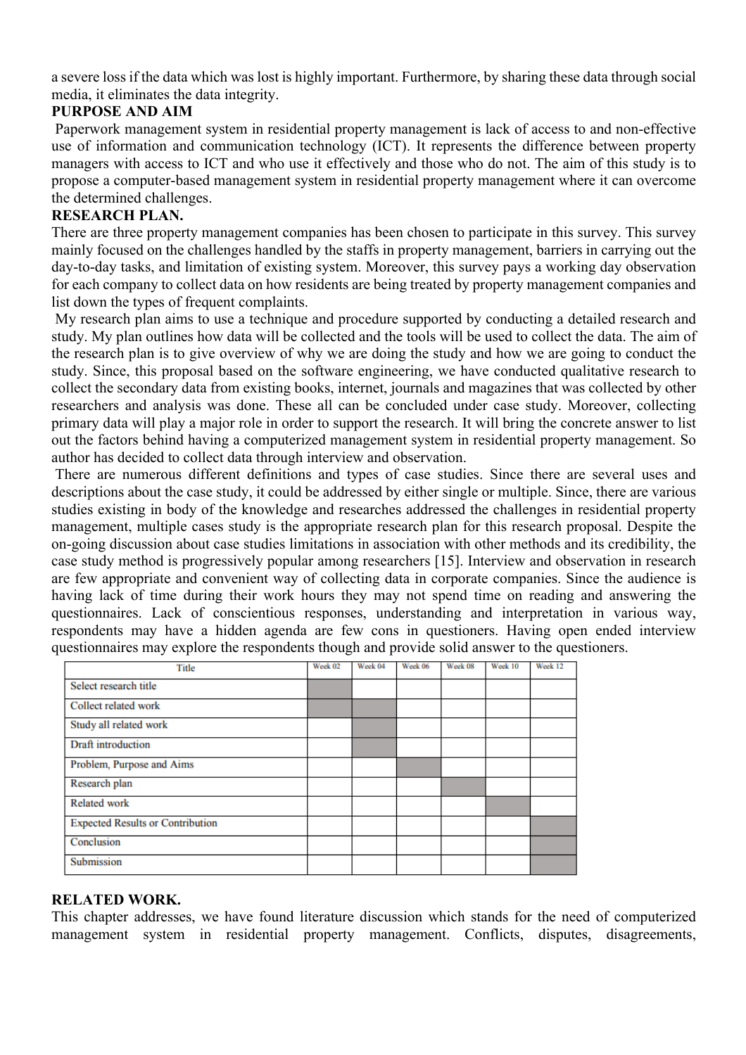a severe loss if the data which was lost is highly important. Furthermore, by sharing these data through social media, it eliminates the data integrity.

**PURPOSE AND AIM**

Paperwork management system in residential property management is lack of access to and non-effective use of information and communication technology (ICT). It represents the difference between property managers with access to ICT and who use it effectively and those who do not. The aim of this study is to propose a computer-based management system in residential property management where it can overcome the determined challenges.

**RESEARCH PLAN.**

There are three property management companies has been chosen to participate in this survey. This survey mainly focused on the challenges handled by the staffs in property management, barriers in carrying out the day-to-day tasks, and limitation of existing system. Moreover, this survey pays a working day observation for each company to collect data on how residents are being treated by property management companies and list down the types of frequent complaints.

My research plan aims to use a technique and procedure supported by conducting a detailed research and study. My plan outlines how data will be collected and the tools will be used to collect the data. The aim of the research plan is to give overview of why we are doing the study and how we are going to conduct the study. Since, this proposal based on the software engineering, we have conducted qualitative research to collect the secondary data from existing books, internet, journals and magazines that was collected by other researchers and analysis was done. These all can be concluded under case study. Moreover, collecting primary data will play a major role in order to support the research. It will bring the concrete answer to list out the factors behind having a computerized management system in residential property management. So author has decided to collect data through interview and observation.

There are numerous different definitions and types of case studies. Since there are several uses and descriptions about the case study, it could be addressed by either single or multiple. Since, there are various studies existing in body of the knowledge and researches addressed the challenges in residential property management, multiple cases study is the appropriate research plan for this research proposal. Despite the on-going discussion about case studies limitations in association with other methods and its credibility, the case study method is progressively popular among researchers [15]. Interview and observation in research are few appropriate and convenient way of collecting data in corporate companies. Since the audience is having lack of time during their work hours they may not spend time on reading and answering the questionnaires. Lack of conscientious responses, understanding and interpretation in various way, respondents may have a hidden agenda are few cons in questioners. Having open ended interview questionnaires may explore the respondents though and provide solid answer to the questioners.

| Title | Week 02 | Week 04 | Week 06 | Week 08 | Week 10 | Week 12 |
|---|---|---|---|---|---|---|
| Select research title | ■ | | | | | |
| Collect related work | ■ | ■ | | | | |
| Study all related work | | ■ | | | | |
| Draft introduction | | ■ | | | | |
| Problem, Purpose and Aims | | | ■ | | | |
| Research plan | | | | ■ | | |
| Related work | | | | | ■ | |
| Expected Results or Contribution | | | | | | ■ |
| Conclusion | | | | | | ■ |
| Submission | | | | | | ■ |

**RELATED WORK.**

This chapter addresses, we have found literature discussion which stands for the need of computerized management system in residential property management. Conflicts, disputes, disagreements,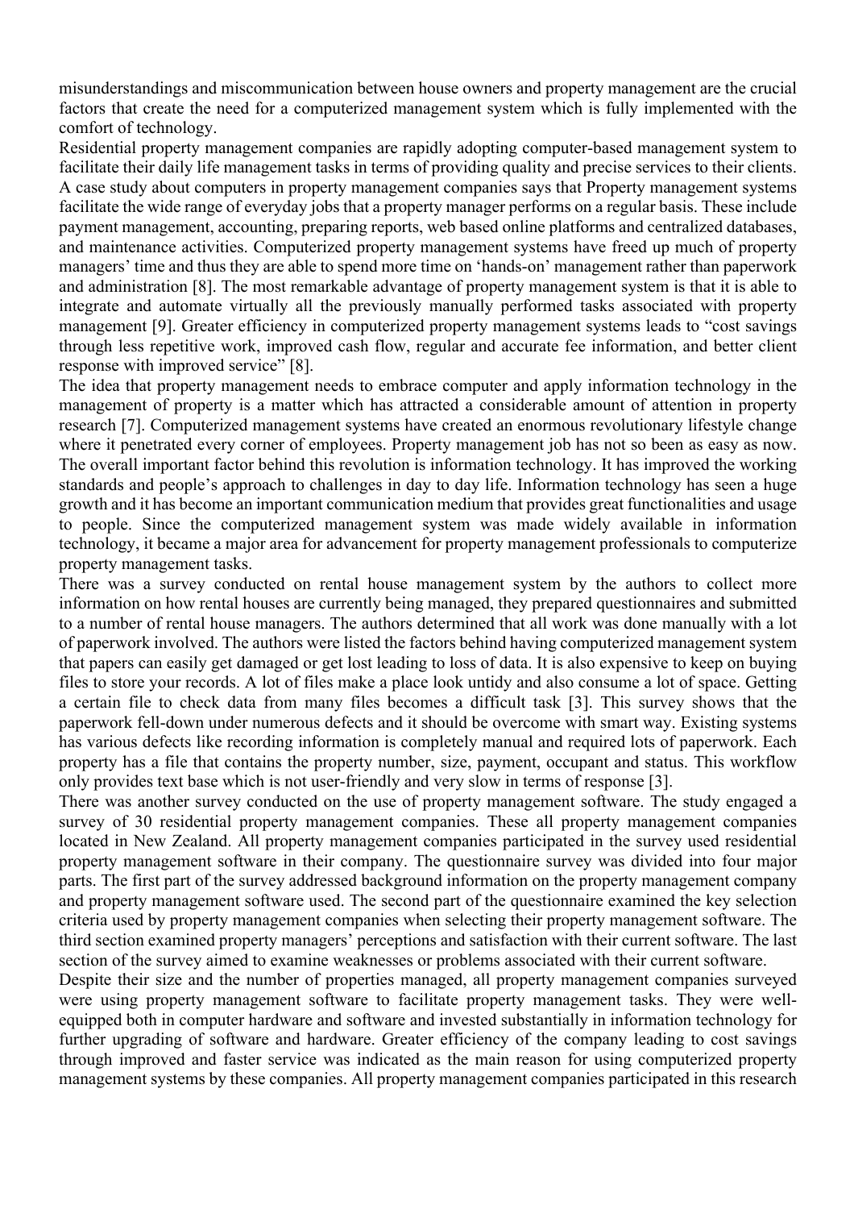misunderstandings and miscommunication between house owners and property management are the crucial factors that create the need for a computerized management system which is fully implemented with the comfort of technology.

Residential property management companies are rapidly adopting computer-based management system to facilitate their daily life management tasks in terms of providing quality and precise services to their clients. A case study about computers in property management companies says that Property management systems facilitate the wide range of everyday jobs that a property manager performs on a regular basis. These include payment management, accounting, preparing reports, web based online platforms and centralized databases, and maintenance activities. Computerized property management systems have freed up much of property managers' time and thus they are able to spend more time on 'hands-on' management rather than paperwork and administration [8]. The most remarkable advantage of property management system is that it is able to integrate and automate virtually all the previously manually performed tasks associated with property management [9]. Greater efficiency in computerized property management systems leads to "cost savings through less repetitive work, improved cash flow, regular and accurate fee information, and better client response with improved service" [8].

The idea that property management needs to embrace computer and apply information technology in the management of property is a matter which has attracted a considerable amount of attention in property research [7]. Computerized management systems have created an enormous revolutionary lifestyle change where it penetrated every corner of employees. Property management job has not so been as easy as now. The overall important factor behind this revolution is information technology. It has improved the working standards and people's approach to challenges in day to day life. Information technology has seen a huge growth and it has become an important communication medium that provides great functionalities and usage to people. Since the computerized management system was made widely available in information technology, it became a major area for advancement for property management professionals to computerize property management tasks.

There was a survey conducted on rental house management system by the authors to collect more information on how rental houses are currently being managed, they prepared questionnaires and submitted to a number of rental house managers. The authors determined that all work was done manually with a lot of paperwork involved. The authors were listed the factors behind having computerized management system that papers can easily get damaged or get lost leading to loss of data. It is also expensive to keep on buying files to store your records. A lot of files make a place look untidy and also consume a lot of space. Getting a certain file to check data from many files becomes a difficult task [3]. This survey shows that the paperwork fell-down under numerous defects and it should be overcome with smart way. Existing systems has various defects like recording information is completely manual and required lots of paperwork. Each property has a file that contains the property number, size, payment, occupant and status. This workflow only provides text base which is not user-friendly and very slow in terms of response [3].

There was another survey conducted on the use of property management software. The study engaged a survey of 30 residential property management companies. These all property management companies located in New Zealand. All property management companies participated in the survey used residential property management software in their company. The questionnaire survey was divided into four major parts. The first part of the survey addressed background information on the property management company and property management software used. The second part of the questionnaire examined the key selection criteria used by property management companies when selecting their property management software. The third section examined property managers' perceptions and satisfaction with their current software. The last section of the survey aimed to examine weaknesses or problems associated with their current software.

Despite their size and the number of properties managed, all property management companies surveyed were using property management software to facilitate property management tasks. They were well-equipped both in computer hardware and software and invested substantially in information technology for further upgrading of software and hardware. Greater efficiency of the company leading to cost savings through improved and faster service was indicated as the main reason for using computerized property management systems by these companies. All property management companies participated in this research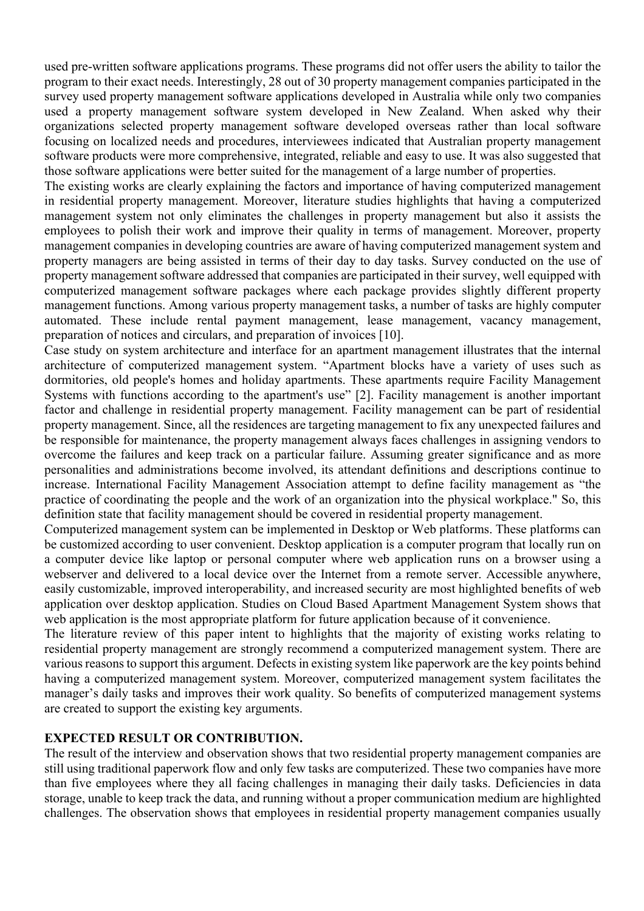used pre-written software applications programs. These programs did not offer users the ability to tailor the program to their exact needs. Interestingly, 28 out of 30 property management companies participated in the survey used property management software applications developed in Australia while only two companies used a property management software system developed in New Zealand. When asked why their organizations selected property management software developed overseas rather than local software focusing on localized needs and procedures, interviewees indicated that Australian property management software products were more comprehensive, integrated, reliable and easy to use. It was also suggested that those software applications were better suited for the management of a large number of properties.

The existing works are clearly explaining the factors and importance of having computerized management in residential property management. Moreover, literature studies highlights that having a computerized management system not only eliminates the challenges in property management but also it assists the employees to polish their work and improve their quality in terms of management. Moreover, property management companies in developing countries are aware of having computerized management system and property managers are being assisted in terms of their day to day tasks. Survey conducted on the use of property management software addressed that companies are participated in their survey, well equipped with computerized management software packages where each package provides slightly different property management functions. Among various property management tasks, a number of tasks are highly computer automated. These include rental payment management, lease management, vacancy management, preparation of notices and circulars, and preparation of invoices [10].

Case study on system architecture and interface for an apartment management illustrates that the internal architecture of computerized management system. "Apartment blocks have a variety of uses such as dormitories, old people's homes and holiday apartments. These apartments require Facility Management Systems with functions according to the apartment's use" [2]. Facility management is another important factor and challenge in residential property management. Facility management can be part of residential property management. Since, all the residences are targeting management to fix any unexpected failures and be responsible for maintenance, the property management always faces challenges in assigning vendors to overcome the failures and keep track on a particular failure. Assuming greater significance and as more personalities and administrations become involved, its attendant definitions and descriptions continue to increase. International Facility Management Association attempt to define facility management as "the practice of coordinating the people and the work of an organization into the physical workplace." So, this definition state that facility management should be covered in residential property management.

Computerized management system can be implemented in Desktop or Web platforms. These platforms can be customized according to user convenient. Desktop application is a computer program that locally run on a computer device like laptop or personal computer where web application runs on a browser using a webserver and delivered to a local device over the Internet from a remote server. Accessible anywhere, easily customizable, improved interoperability, and increased security are most highlighted benefits of web application over desktop application. Studies on Cloud Based Apartment Management System shows that web application is the most appropriate platform for future application because of it convenience.

The literature review of this paper intent to highlights that the majority of existing works relating to residential property management are strongly recommend a computerized management system. There are various reasons to support this argument. Defects in existing system like paperwork are the key points behind having a computerized management system. Moreover, computerized management system facilitates the manager's daily tasks and improves their work quality. So benefits of computerized management systems are created to support the existing key arguments.

## EXPECTED RESULT OR CONTRIBUTION.

The result of the interview and observation shows that two residential property management companies are still using traditional paperwork flow and only few tasks are computerized. These two companies have more than five employees where they all facing challenges in managing their daily tasks. Deficiencies in data storage, unable to keep track the data, and running without a proper communication medium are highlighted challenges. The observation shows that employees in residential property management companies usually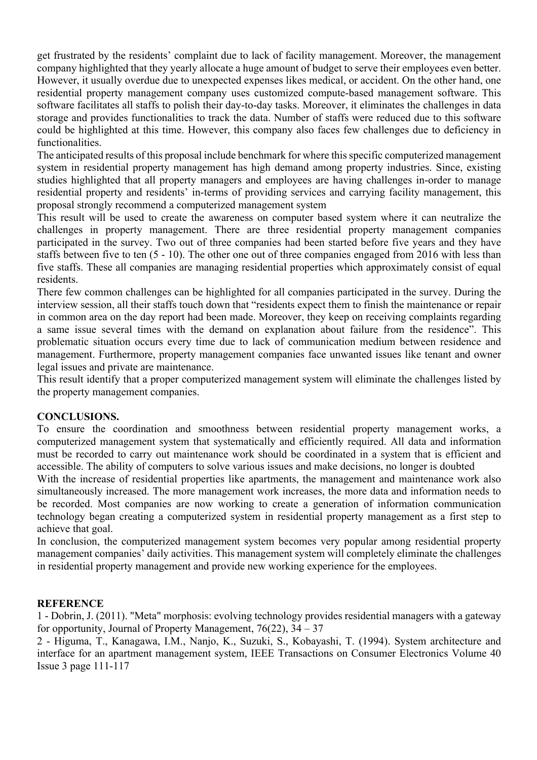get frustrated by the residents' complaint due to lack of facility management. Moreover, the management company highlighted that they yearly allocate a huge amount of budget to serve their employees even better. However, it usually overdue due to unexpected expenses likes medical, or accident. On the other hand, one residential property management company uses customized compute-based management software. This software facilitates all staffs to polish their day-to-day tasks. Moreover, it eliminates the challenges in data storage and provides functionalities to track the data. Number of staffs were reduced due to this software could be highlighted at this time. However, this company also faces few challenges due to deficiency in functionalities.

The anticipated results of this proposal include benchmark for where this specific computerized management system in residential property management has high demand among property industries. Since, existing studies highlighted that all property managers and employees are having challenges in-order to manage residential property and residents' in-terms of providing services and carrying facility management, this proposal strongly recommend a computerized management system

This result will be used to create the awareness on computer based system where it can neutralize the challenges in property management. There are three residential property management companies participated in the survey. Two out of three companies had been started before five years and they have staffs between five to ten (5 - 10). The other one out of three companies engaged from 2016 with less than five staffs. These all companies are managing residential properties which approximately consist of equal residents.

There few common challenges can be highlighted for all companies participated in the survey. During the interview session, all their staffs touch down that "residents expect them to finish the maintenance or repair in common area on the day report had been made. Moreover, they keep on receiving complaints regarding a same issue several times with the demand on explanation about failure from the residence". This problematic situation occurs every time due to lack of communication medium between residence and management. Furthermore, property management companies face unwanted issues like tenant and owner legal issues and private are maintenance.

This result identify that a proper computerized management system will eliminate the challenges listed by the property management companies.

## CONCLUSIONS.

To ensure the coordination and smoothness between residential property management works, a computerized management system that systematically and efficiently required. All data and information must be recorded to carry out maintenance work should be coordinated in a system that is efficient and accessible. The ability of computers to solve various issues and make decisions, no longer is doubted

With the increase of residential properties like apartments, the management and maintenance work also simultaneously increased. The more management work increases, the more data and information needs to be recorded. Most companies are now working to create a generation of information communication technology began creating a computerized system in residential property management as a first step to achieve that goal.

In conclusion, the computerized management system becomes very popular among residential property management companies' daily activities. This management system will completely eliminate the challenges in residential property management and provide new working experience for the employees.

## REFERENCE

1 - Dobrin, J. (2011). "Meta" morphosis: evolving technology provides residential managers with a gateway for opportunity, Journal of Property Management, 76(22), 34 – 37

2 - Higuma, T., Kanagawa, I.M., Nanjo, K., Suzuki, S., Kobayashi, T. (1994). System architecture and interface for an apartment management system, IEEE Transactions on Consumer Electronics Volume 40 Issue 3 page 111-117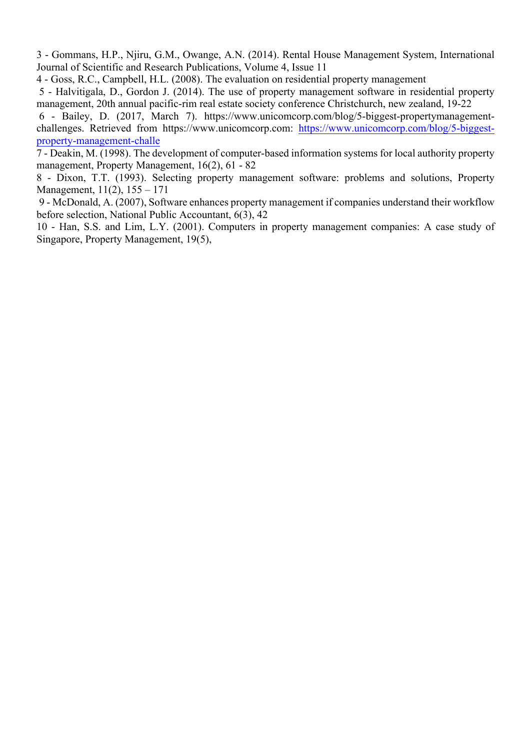3 - Gommans, H.P., Njiru, G.M., Owange, A.N. (2014). Rental House Management System, International Journal of Scientific and Research Publications, Volume 4, Issue 11

4 - Goss, R.C., Campbell, H.L. (2008). The evaluation on residential property management

5 - Halvitigala, D., Gordon J. (2014). The use of property management software in residential property management, 20th annual pacific-rim real estate society conference Christchurch, new zealand, 19-22

6 - Bailey, D. (2017, March 7). https://www.unicomcorp.com/blog/5-biggest-propertymanagement-challenges. Retrieved from https://www.unicomcorp.com: [https://www.unicomcorp.com/blog/5-biggest-property-management-challe](https://www.unicomcorp.com/blog/5-biggest-property-management-challe)

7 - Deakin, M. (1998). The development of computer-based information systems for local authority property management, Property Management, 16(2), 61 - 82

8 - Dixon, T.T. (1993). Selecting property management software: problems and solutions, Property Management, 11(2), 155 – 171

9 - McDonald, A. (2007), Software enhances property management if companies understand their workflow before selection, National Public Accountant, 6(3), 42

10 - Han, S.S. and Lim, L.Y. (2001). Computers in property management companies: A case study of Singapore, Property Management, 19(5),